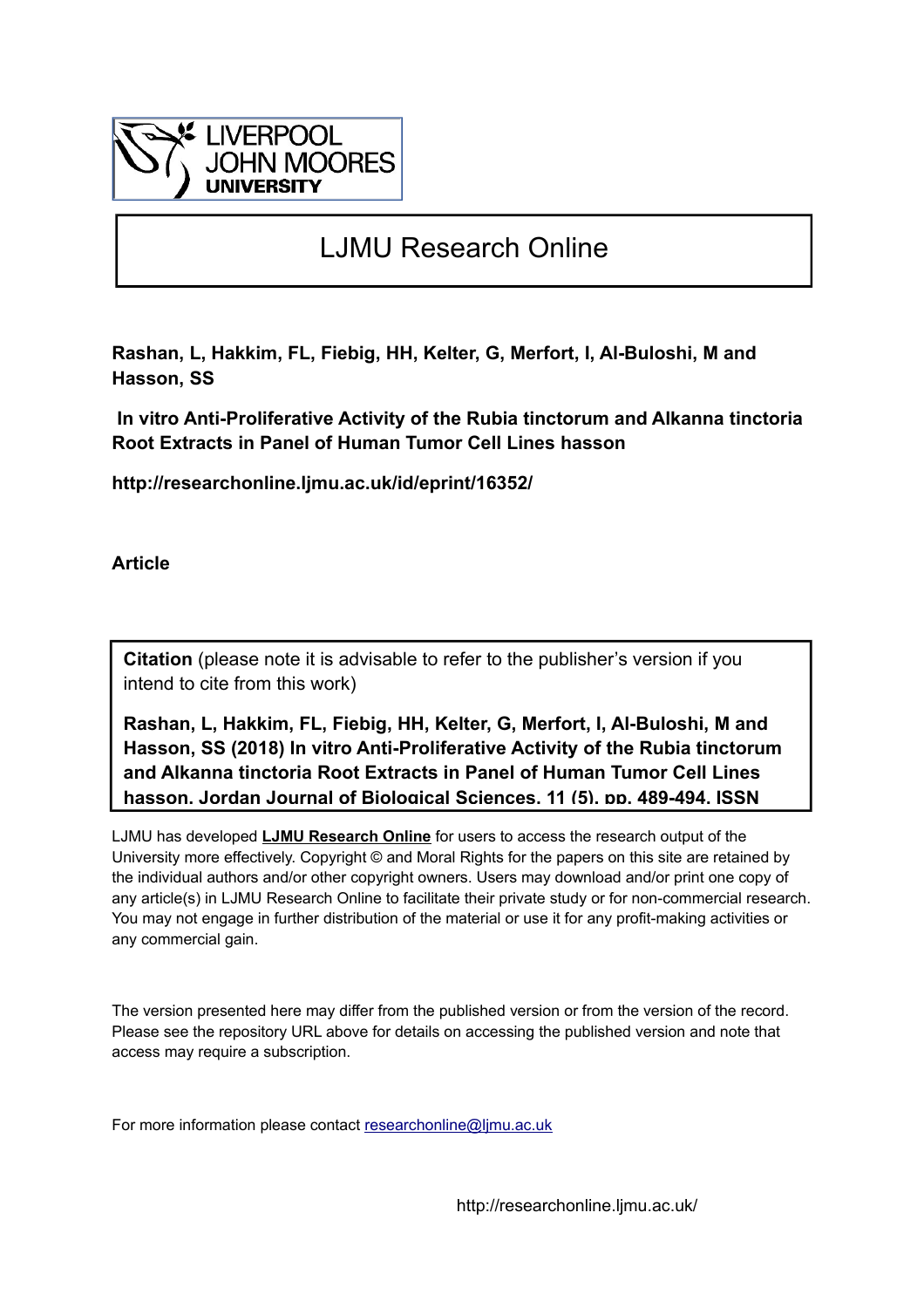LIVERPOOL JOHN MOORES UNIVERSITY

# LJMU Research Online

**Rashan, L, Hakkim, FL, Fiebig, HH, Kelter, G, Merfort, I, Al-Buloshi, M and Hasson, SS**

**In vitro Anti-Proliferative Activity of the Rubia tinctorum and Alkanna tinctoria Root Extracts in Panel of Human Tumor Cell Lines hasson**

**http://researchonline.ljmu.ac.uk/id/eprint/16352/**

**Article**

**Citation** (please note it is advisable to refer to the publisher's version if you intend to cite from this work)

**Rashan, L, Hakkim, FL, Fiebig, HH, Kelter, G, Merfort, I, Al-Buloshi, M and Hasson, SS (2018) In vitro Anti-Proliferative Activity of the Rubia tinctorum and Alkanna tinctoria Root Extracts in Panel of Human Tumor Cell Lines hasson. Jordan Journal of Biological Sciences, 11 (5). pp. 489-494. ISSN**

LJMU has developed **LJMU Research Online** for users to access the research output of the University more effectively. Copyright © and Moral Rights for the papers on this site are retained by the individual authors and/or other copyright owners. Users may download and/or print one copy of any article(s) in LJMU Research Online to facilitate their private study or for non-commercial research. You may not engage in further distribution of the material or use it for any profit-making activities or any commercial gain.

The version presented here may differ from the published version or from the version of the record. Please see the repository URL above for details on accessing the published version and note that access may require a subscription.

For more information please contact researchonline@ljmu.ac.uk

http://researchonline.ljmu.ac.uk/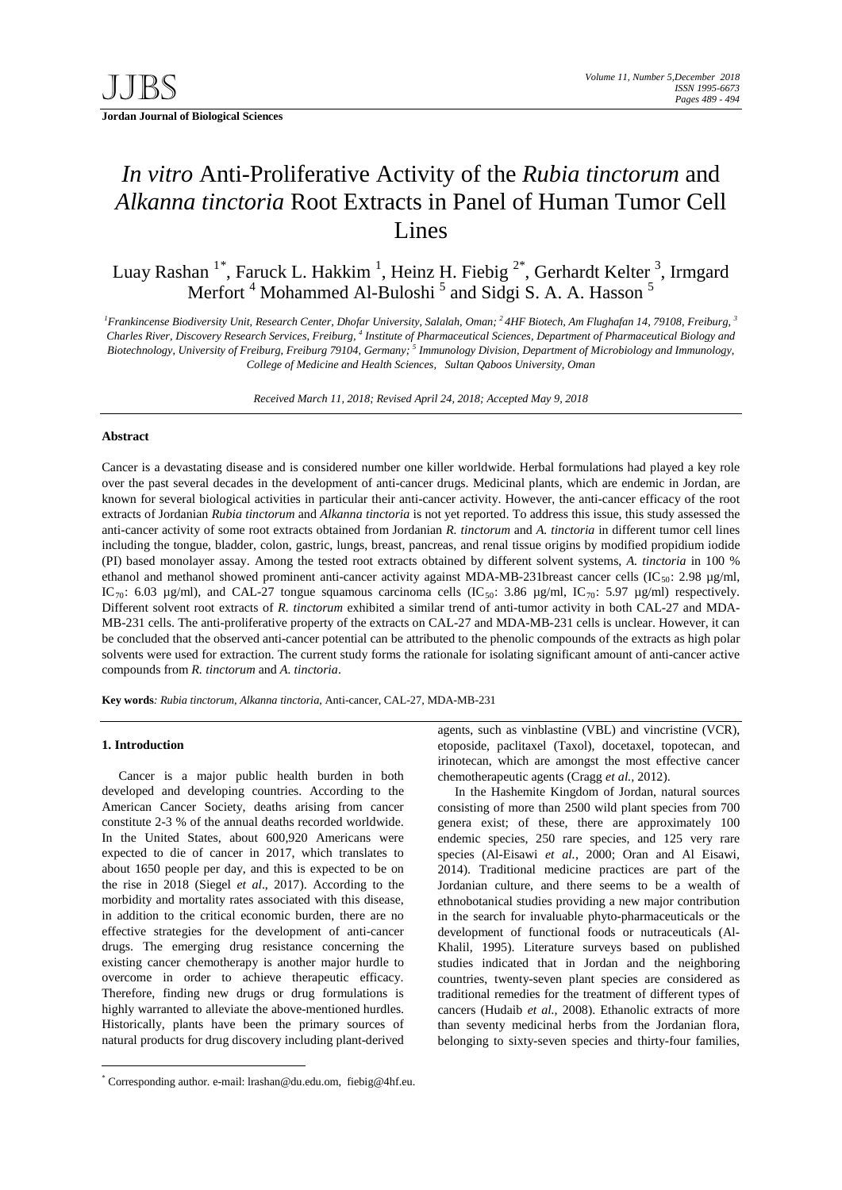# *In vitro* Anti-Proliferative Activity of the *Rubia tinctorum* and *Alkanna tinctoria* Root Extracts in Panel of Human Tumor Cell Lines

Luay Rashan [1*], Faruck L. Hakkim [1], Heinz H. Fiebig [2*], Gerhardt Kelter [3], Irmgard Merfort [4] Mohammed Al-Buloshi [5] and Sidgi S. A. A. Hasson [5]

*[1]Frankincense Biodiversity Unit, Research Center, Dhofar University, Salalah, Oman; [2] 4HF Biotech, Am Flughafan 14, 79108, Freiburg, [3] Charles River, Discovery Research Services, Freiburg, [4] Institute of Pharmaceutical Sciences, Department of Pharmaceutical Biology and Biotechnology, University of Freiburg, Freiburg 79104, Germany; [5] Immunology Division, Department of Microbiology and Immunology, College of Medicine and Health Sciences, Sultan Qaboos University, Oman*

*Received March 11, 2018; Revised April 24, 2018; Accepted May 9, 2018*

## Abstract

Cancer is a devastating disease and is considered number one killer worldwide. Herbal formulations had played a key role over the past several decades in the development of anti-cancer drugs. Medicinal plants, which are endemic in Jordan, are known for several biological activities in particular their anti-cancer activity. However, the anti-cancer efficacy of the root extracts of Jordanian *Rubia tinctorum* and *Alkanna tinctoria* is not yet reported. To address this issue, this study assessed the anti-cancer activity of some root extracts obtained from Jordanian *R. tinctorum* and *A. tinctoria* in different tumor cell lines including the tongue, bladder, colon, gastric, lungs, breast, pancreas, and renal tissue origins by modified propidium iodide (PI) based monolayer assay. Among the tested root extracts obtained by different solvent systems, *A. tinctoria* in 100 % ethanol and methanol showed prominent anti-cancer activity against MDA-MB-231breast cancer cells ($IC_{50}$: 2.98 µg/ml, $IC_{70}$: 6.03 µg/ml), and CAL-27 tongue squamous carcinoma cells ($IC_{50}$: 3.86 µg/ml, $IC_{70}$: 5.97 µg/ml) respectively. Different solvent root extracts of *R. tinctorum* exhibited a similar trend of anti-tumor activity in both CAL-27 and MDA-MB-231 cells. The anti-proliferative property of the extracts on CAL-27 and MDA-MB-231 cells is unclear. However, it can be concluded that the observed anti-cancer potential can be attributed to the phenolic compounds of the extracts as high polar solvents were used for extraction. The current study forms the rationale for isolating significant amount of anti-cancer active compounds from *R. tinctorum* and *A. tinctoria*.

**Key words**: *Rubia tinctorum*, *Alkanna tinctoria*, Anti-cancer, CAL-27, MDA-MB-231

## 1. Introduction

Cancer is a major public health burden in both developed and developing countries. According to the American Cancer Society, deaths arising from cancer constitute 2-3 % of the annual deaths recorded worldwide. In the United States, about 600,920 Americans were expected to die of cancer in 2017, which translates to about 1650 people per day, and this is expected to be on the rise in 2018 (Siegel *et al*., 2017). According to the morbidity and mortality rates associated with this disease, in addition to the critical economic burden, there are no effective strategies for the development of anti-cancer drugs. The emerging drug resistance concerning the existing cancer chemotherapy is another major hurdle to overcome in order to achieve therapeutic efficacy. Therefore, finding new drugs or drug formulations is highly warranted to alleviate the above-mentioned hurdles. Historically, plants have been the primary sources of natural products for drug discovery including plant-derived agents, such as vinblastine (VBL) and vincristine (VCR), etoposide, paclitaxel (Taxol), docetaxel, topotecan, and irinotecan, which are amongst the most effective cancer chemotherapeutic agents (Cragg *et al.*, 2012).

In the Hashemite Kingdom of Jordan, natural sources consisting of more than 2500 wild plant species from 700 genera exist; of these, there are approximately 100 endemic species, 250 rare species, and 125 very rare species (Al-Eisawi *et al.*, 2000; Oran and Al Eisawi, 2014). Traditional medicine practices are part of the Jordanian culture, and there seems to be a wealth of ethnobotanical studies providing a new major contribution in the search for invaluable phyto-pharmaceuticals or the development of functional foods or nutraceuticals (Al-Khalil, 1995). Literature surveys based on published studies indicated that in Jordan and the neighboring countries, twenty-seven plant species are considered as traditional remedies for the treatment of different types of cancers (Hudaib *et al.,* 2008). Ethanolic extracts of more than seventy medicinal herbs from the Jordanian flora, belonging to sixty-seven species and thirty-four families,

[*] Corresponding author. e-mail: lrashan@du.edu.om, fiebig@4hf.eu.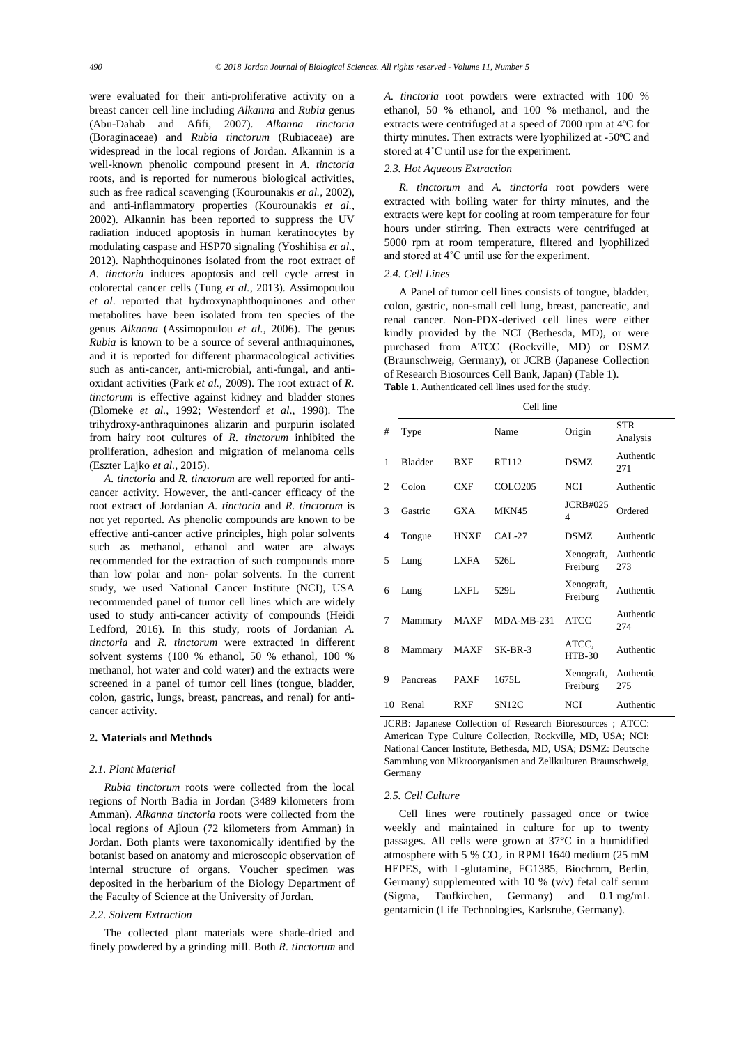were evaluated for their anti-proliferative activity on a breast cancer cell line including *Alkanna* and *Rubia* genus (Abu-Dahab and Afifi, 2007). *Alkanna tinctoria* (Boraginaceae) and *Rubia tinctorum* (Rubiaceae) are widespread in the local regions of Jordan. Alkannin is a well-known phenolic compound present in *A. tinctoria* roots, and is reported for numerous biological activities, such as free radical scavenging (Kourounakis *et al.*, 2002), and anti-inflammatory properties (Kourounakis *et al.*, 2002). Alkannin has been reported to suppress the UV radiation induced apoptosis in human keratinocytes by modulating caspase and HSP70 signaling (Yoshihisa *et al.*, 2012). Naphthoquinones isolated from the root extract of *A. tinctoria* induces apoptosis and cell cycle arrest in colorectal cancer cells (Tung *et al.*, 2013). Assimopoulou *et al*. reported that hydroxynaphthoquinones and other metabolites have been isolated from ten species of the genus *Alkanna* (Assimopoulou *et al.*, 2006). The genus *Rubia* is known to be a source of several anthraquinones, and it is reported for different pharmacological activities such as anti-cancer, anti-microbial, anti-fungal, and anti-oxidant activities (Park *et al.*, 2009). The root extract of *R. tinctorum* is effective against kidney and bladder stones (Blomeke *et al.*, 1992; Westendorf *et al*., 1998). The trihydroxy-anthraquinones alizarin and purpurin isolated from hairy root cultures of *R. tinctorum* inhibited the proliferation, adhesion and migration of melanoma cells (Eszter Lajko *et al.*, 2015).

*A. tinctoria* and *R. tinctorum* are well reported for anti-cancer activity. However, the anti-cancer efficacy of the root extract of Jordanian *A. tinctoria* and *R. tinctorum* is not yet reported. As phenolic compounds are known to be effective anti-cancer active principles, high polar solvents such as methanol, ethanol and water are always recommended for the extraction of such compounds more than low polar and non- polar solvents. In the current study, we used National Cancer Institute (NCI), USA recommended panel of tumor cell lines which are widely used to study anti-cancer activity of compounds (Heidi Ledford, 2016). In this study, roots of Jordanian *A. tinctoria* and *R. tinctorum* were extracted in different solvent systems (100 % ethanol, 50 % ethanol, 100 % methanol, hot water and cold water) and the extracts were screened in a panel of tumor cell lines (tongue, bladder, colon, gastric, lungs, breast, pancreas, and renal) for anti-cancer activity.

## 2. Materials and Methods

### 2.1. Plant Material

*Rubia tinctorum* roots were collected from the local regions of North Badia in Jordan (3489 kilometers from Amman). *Alkanna tinctoria* roots were collected from the local regions of Ajloun (72 kilometers from Amman) in Jordan. Both plants were taxonomically identified by the botanist based on anatomy and microscopic observation of internal structure of organs. Voucher specimen was deposited in the herbarium of the Biology Department of the Faculty of Science at the University of Jordan.

### 2.2. Solvent Extraction

The collected plant materials were shade-dried and finely powdered by a grinding mill. Both *R. tinctorum* and *A. tinctoria* root powders were extracted with 100 % ethanol, 50 % ethanol, and 100 % methanol, and the extracts were centrifuged at a speed of 7000 rpm at 4ºC for thirty minutes. Then extracts were lyophilized at -50ºC and stored at 4˚C until use for the experiment.

### 2.3. Hot Aqueous Extraction

*R. tinctorum* and *A. tinctoria* root powders were extracted with boiling water for thirty minutes, and the extracts were kept for cooling at room temperature for four hours under stirring. Then extracts were centrifuged at 5000 rpm at room temperature, filtered and lyophilized and stored at 4˚C until use for the experiment.

### 2.4. Cell Lines

A Panel of tumor cell lines consists of tongue, bladder, colon, gastric, non-small cell lung, breast, pancreatic, and renal cancer. Non-PDX-derived cell lines were either kindly provided by the NCI (Bethesda, MD), or were purchased from ATCC (Rockville, MD) or DSMZ (Braunschweig, Germany), or JCRB (Japanese Collection of Research Biosources Cell Bank, Japan) (Table 1).

**Table 1**. Authenticated cell lines used for the study.

| # | Cell line | | | | |
|---|---|---|---|---|---|
| | Type | | Name | Origin | STR Analysis |
| 1 | Bladder | BXF | RT112 | DSMZ | Authentic 271 |
| 2 | Colon | CXF | COLO205 | NCI | Authentic |
| 3 | Gastric | GXA | MKN45 | JCRB#0254 | Ordered |
| 4 | Tongue | HNXF | CAL-27 | DSMZ | Authentic |
| 5 | Lung | LXFA | 526L | Xenograft, Freiburg | Authentic 273 |
| 6 | Lung | LXFL | 529L | Xenograft, Freiburg | Authentic |
| 7 | Mammary | MAXF | MDA-MB-231 | ATCC | Authentic 274 |
| 8 | Mammary | MAXF | SK-BR-3 | ATCC, HTB-30 | Authentic |
| 9 | Pancreas | PAXF | 1675L | Xenograft, Freiburg | Authentic 275 |
| 10 | Renal | RXF | SN12C | NCI | Authentic |

JCRB: Japanese Collection of Research Bioresources ; ATCC: American Type Culture Collection, Rockville, MD, USA; NCI: National Cancer Institute, Bethesda, MD, USA; DSMZ: Deutsche Sammlung von Mikroorganismen and Zellkulturen Braunschweig, Germany

### 2.5. Cell Culture

Cell lines were routinely passaged once or twice weekly and maintained in culture for up to twenty passages. All cells were grown at 37°C in a humidified atmosphere with 5 % $CO_2$ in RPMI 1640 medium (25 mM HEPES, with L-glutamine, FG1385, Biochrom, Berlin, Germany) supplemented with 10 % (v/v) fetal calf serum (Sigma, Taufkirchen, Germany) and 0.1 mg/mL gentamicin (Life Technologies, Karlsruhe, Germany).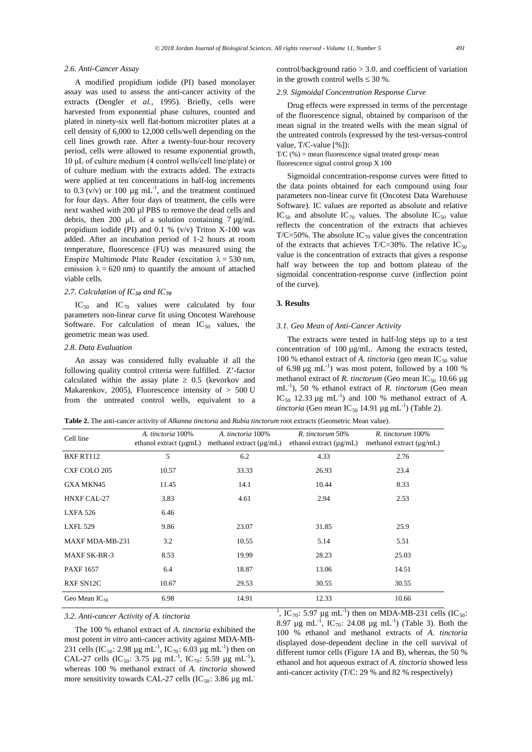### 2.6. Anti-Cancer Assay

A modified propidium iodide (PI) based monolayer assay was used to assess the anti-cancer activity of the extracts (Dengler *et al.*, 1995). Briefly, cells were harvested from exponential phase cultures, counted and plated in ninety-six well flat-bottom microtiter plates at a cell density of 6,000 to 12,000 cells/well depending on the cell lines growth rate. After a twenty-four-hour recovery period, cells were allowed to resume exponential growth, 10 μL of culture medium (4 control wells/cell line/plate) or of culture medium with the extracts added. The extracts were applied at ten concentrations in half-log increments to 0.3 (v/v) or 100 μg $mL^{-1}$, and the treatment continued for four days. After four days of treatment, the cells were next washed with 200 µl PBS to remove the dead cells and debris, then 200 µL of a solution containing 7 µg/mL propidium iodide (PI) and 0.1 % (v/v) Triton X-100 was added. After an incubation period of 1-2 hours at room temperature, fluorescence (FU) was measured using the Enspire Multimode Plate Reader (excitation λ = 530 nm, emission λ = 620 nm) to quantify the amount of attached viable cells.

### 2.7. Calculation of $IC_{50}$ and $IC_{70}$

$IC_{50}$ and $IC_{70}$ values were calculated by four parameters non-linear curve fit using Oncotest Warehouse Software. For calculation of mean $IC_{50}$ values, the geometric mean was used.

### 2.8. Data Evaluation

An assay was considered fully evaluable if all the following quality control criteria were fulfilled. Z'-factor calculated within the assay plate ≥ 0.5 (kevorkov and Makarenkov, 2005), Fluorescence intensity of > 500 U from the untreated control wells, equivalent to a control/background ratio > 3.0. and coefficient of variation in the growth control wells ≤ 30 %.

### 2.9. Sigmoidal Concentration Response Curve

Drug effects were expressed in terms of the percentage of the fluorescence signal, obtained by comparison of the mean signal in the treated wells with the mean signal of the untreated controls (expressed by the test-versus-control value, T/C-value [%]):

T/C (%) = mean fluorescence signal treated group/ mean fluorescence signal control group X 100

Sigmoidal concentration-response curves were fitted to the data points obtained for each compound using four parameters non-linear curve fit (Oncotest Data Warehouse Software). IC values are reported as absolute and relative $IC_{50}$ and absolute $IC_{70}$ values. The absolute $IC_{50}$ value reflects the concentration of the extracts that achieves T/C=50%. The absolute $IC_{70}$ value gives the concentration of the extracts that achieves T/C=30%. The relative $IC_{50}$ value is the concentration of extracts that gives a response half way between the top and bottom plateau of the sigmoidal concentration-response curve (inflection point of the curve).

## 3. Results

### 3.1. Geo Mean of Anti-Cancer Activity

The extracts were tested in half-log steps up to a test concentration of 100 µg/mL. Among the extracts tested, 100 % ethanol extract of *A. tinctoria* (geo mean $IC_{50}$ value of 6.98 µg $mL^{-1}$) was most potent, followed by a 100 % methanol extract of *R. tinctorum* (Geo mean $IC_{50}$ 10.66 µg $mL^{-1}$), 50 % ethanol extract of *R. tinctorum* (Geo mean $IC_{50}$ 12.33 µg $mL^{-1}$) and 100 % methanol extract of *A. tinctoria* (Geo mean $IC_{50}$ 14.91 µg $mL^{-1}$) (Table 2).

**Table 2.** The anti-cancer activity of *Alkanna tinctoria* and *Rubia tinctorum* root extracts (Geometric Mean value).

| Cell line | *A. tinctoria* 100% ethanol extract (µgmL) | *A. tinctoria* 100% methanol extract (µg/mL) | *R. tinctorum* 50% ethanol extract (µg/mL) | *R. tinctorum* 100% methanol extract (µg/mL) |
|---|---|---|---|---|
| BXF RT112 | 5 | 6.2 | 4.33 | 2.76 |
| CXF COLO 205 | 10.57 | 33.33 | 26.93 | 23.4 |
| GXA MKN45 | 11.45 | 14.1 | 10.44 | 8.33 |
| HNXF CAL-27 | 3.83 | 4.61 | 2.94 | 2.53 |
| LXFA 526 | 6.46 | | | |
| LXFL 529 | 9.86 | 23.07 | 31.85 | 25.9 |
| MAXF MDA-MB-231 | 3.2 | 10.55 | 5.14 | 5.51 |
| MAXF SK-BR-3 | 8.53 | 19.99 | 28.23 | 25.03 |
| PAXF 1657 | 6.4 | 18.87 | 13.06 | 14.51 |
| RXF SN12C | 10.67 | 29.53 | 30.55 | 30.55 |
| Geo Mean $IC_{50}$ | 6.98 | 14.91 | 12.33 | 10.66 |

### 3.2. Anti-cancer Activity of A. tinctoria

The 100 % ethanol extract of *A. tinctoria* exhibited the most potent *in vitro* anti-cancer activity against MDA-MB-231 cells ($IC_{50}$: 2.98 µg $mL^{-1}$, $IC_{70}$: 6.03 µg $mL^{-1}$) then on CAL-27 cells ($IC_{50}$: 3.75 µg $mL^{-1}$, $IC_{70}$: 5.59 µg $mL^{-1}$), whereas 100 % methanol extract of *A. tinctoria* showed more sensitivity towards CAL-27 cells ($IC_{50}$: 3.86 µg $mL^{-1}$, $IC_{70}$: 5.97 µg $mL^{-1}$) then on MDA-MB-231 cells ($IC_{50}$: 8.97 µg $mL^{-1}$, $IC_{70}$: 24.08 µg $mL^{-1}$) (Table 3). Both the 100 % ethanol and methanol extracts of *A. tinctoria* displayed dose-dependent decline in the cell survival of different tumor cells (Figure 1A and B), whereas, the 50 % ethanol and hot aqueous extract of *A. tinctoria* showed less anti-cancer activity (T/C: 29 % and 82 % respectively)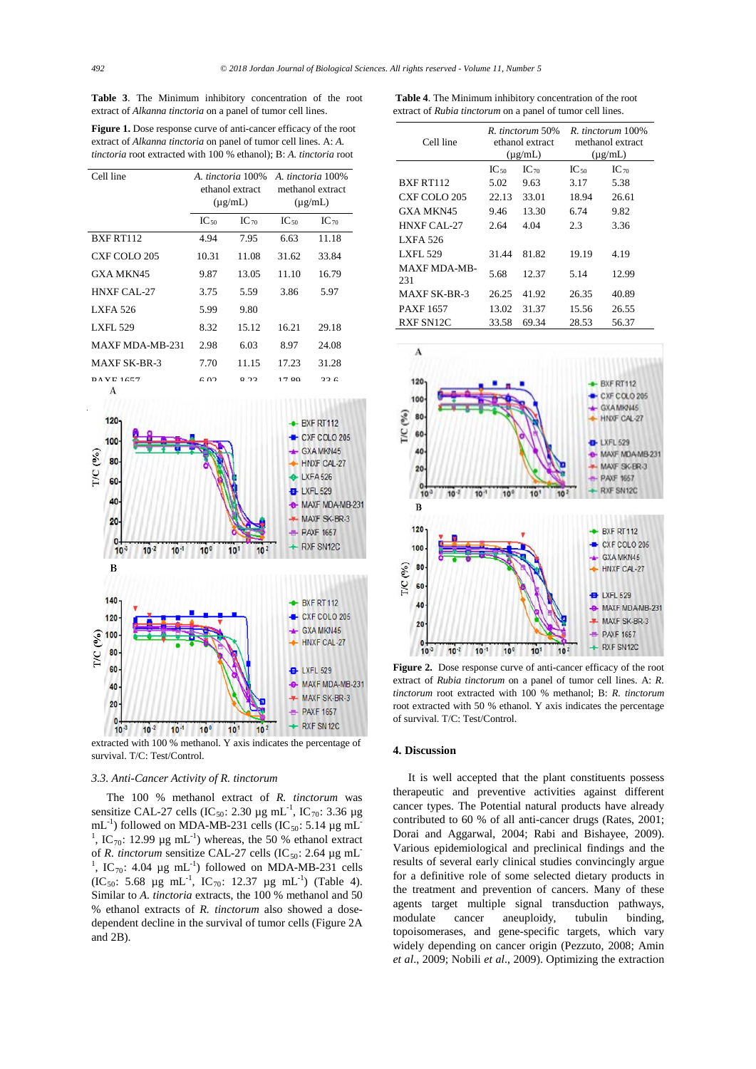**Table 3**. The Minimum inhibitory concentration of the root extract of *Alkanna tinctoria* on a panel of tumor cell lines.

| Cell line | *A. tinctoria* 100% ethanol extract (µg/mL) | | *A. tinctoria* 100% methanol extract (µg/mL) | |
|---|---|---|---|---|
| | $IC_{50}$ | $IC_{70}$ | $IC_{50}$ | $IC_{70}$ |
| BXF RT112 | 4.94 | 7.95 | 6.63 | 11.18 |
| CXF COLO 205 | 10.31 | 11.08 | 31.62 | 33.84 |
| GXA MKN45 | 9.87 | 13.05 | 11.10 | 16.79 |
| HNXF CAL-27 | 3.75 | 5.59 | 3.86 | 5.97 |
| LXFA 526 | 5.99 | 9.80 | | |
| LXFL 529 | 8.32 | 15.12 | 16.21 | 29.18 |
| MAXF MDA-MB-231 | 2.98 | 6.03 | 8.97 | 24.08 |
| MAXF SK-BR-3 | 7.70 | 11.15 | 17.23 | 31.28 |
| PAXF 1657 | 6.02 | 9.22 | 17.90 | 23.6 |

**Figure 1.** Dose response curve of anti-cancer efficacy of the root extract of *Alkanna tinctoria* on panel of tumor cell lines. A: *A. tinctoria* root extracted with 100 % ethanol); B: *A. tinctoria* root extracted with 100 % methanol. Y axis indicates the percentage of survival. T/C: Test/Control.

### 3.3. Anti-Cancer Activity of *R. tinctorum*

The 100 % methanol extract of *R. tinctorum* was sensitize CAL-27 cells ($IC_{50}$: 2.30 µg $mL^{-1}$, $IC_{70}$: 3.36 µg $mL^{-1}$) followed on MDA-MB-231 cells ($IC_{50}$: 5.14 µg $mL^{-1}$, $IC_{70}$: 12.99 µg $mL^{-1}$) whereas, the 50 % ethanol extract of *R. tinctorum* sensitize CAL-27 cells ($IC_{50}$: 2.64 µg $mL^{-1}$, $IC_{70}$: 4.04 µg $mL^{-1}$) followed on MDA-MB-231 cells ($IC_{50}$: 5.68 µg $mL^{-1}$, $IC_{70}$: 12.37 µg $mL^{-1}$) (Table 4). Similar to *A. tinctoria* extracts, the 100 % methanol and 50 % ethanol extracts of *R. tinctorum* also showed a dose-dependent decline in the survival of tumor cells (Figure 2A and 2B).

**Table 4**. The Minimum inhibitory concentration of the root extract of *Rubia tinctorum* on a panel of tumor cell lines.

| Cell line | *R. tinctorum* 50% ethanol extract (µg/mL) | | *R. tinctorum* 100% methanol extract (µg/mL) | |
|---|---|---|---|---|
| | $IC_{50}$ | $IC_{70}$ | $IC_{50}$ | $IC_{70}$ |
| BXF RT112 | 5.02 | 9.63 | 3.17 | 5.38 |
| CXF COLO 205 | 22.13 | 33.01 | 18.94 | 26.61 |
| GXA MKN45 | 9.46 | 13.30 | 6.74 | 9.82 |
| HNXF CAL-27 | 2.64 | 4.04 | 2.3 | 3.36 |
| LXFA 526 | | | | |
| LXFL 529 | 31.44 | 81.82 | 19.19 | 4.19 |
| MAXF MDA-MB-231 | 5.68 | 12.37 | 5.14 | 12.99 |
| MAXF SK-BR-3 | 26.25 | 41.92 | 26.35 | 40.89 |
| PAXF 1657 | 13.02 | 31.37 | 15.56 | 26.55 |
| RXF SN12C | 33.58 | 69.34 | 28.53 | 56.37 |

**Figure 2.** Dose response curve of anti-cancer efficacy of the root extract of *Rubia tinctorum* on a panel of tumor cell lines. A: *R. tinctorum* root extracted with 100 % methanol; B: *R. tinctorum* root extracted with 50 % ethanol. Y axis indicates the percentage of survival. T/C: Test/Control.

## 4. Discussion

It is well accepted that the plant constituents possess therapeutic and preventive activities against different cancer types. The Potential natural products have already contributed to 60 % of all anti-cancer drugs (Rates, 2001; Dorai and Aggarwal, 2004; Rabi and Bishayee, 2009). Various epidemiological and preclinical findings and the results of several early clinical studies convincingly argue for a definitive role of some selected dietary products in the treatment and prevention of cancers. Many of these agents target multiple signal transduction pathways, modulate cancer aneuploidy, tubulin binding, topoisomerases, and gene-specific targets, which vary widely depending on cancer origin (Pezzuto, 2008; Amin *et al*., 2009; Nobili *et al*., 2009). Optimizing the extraction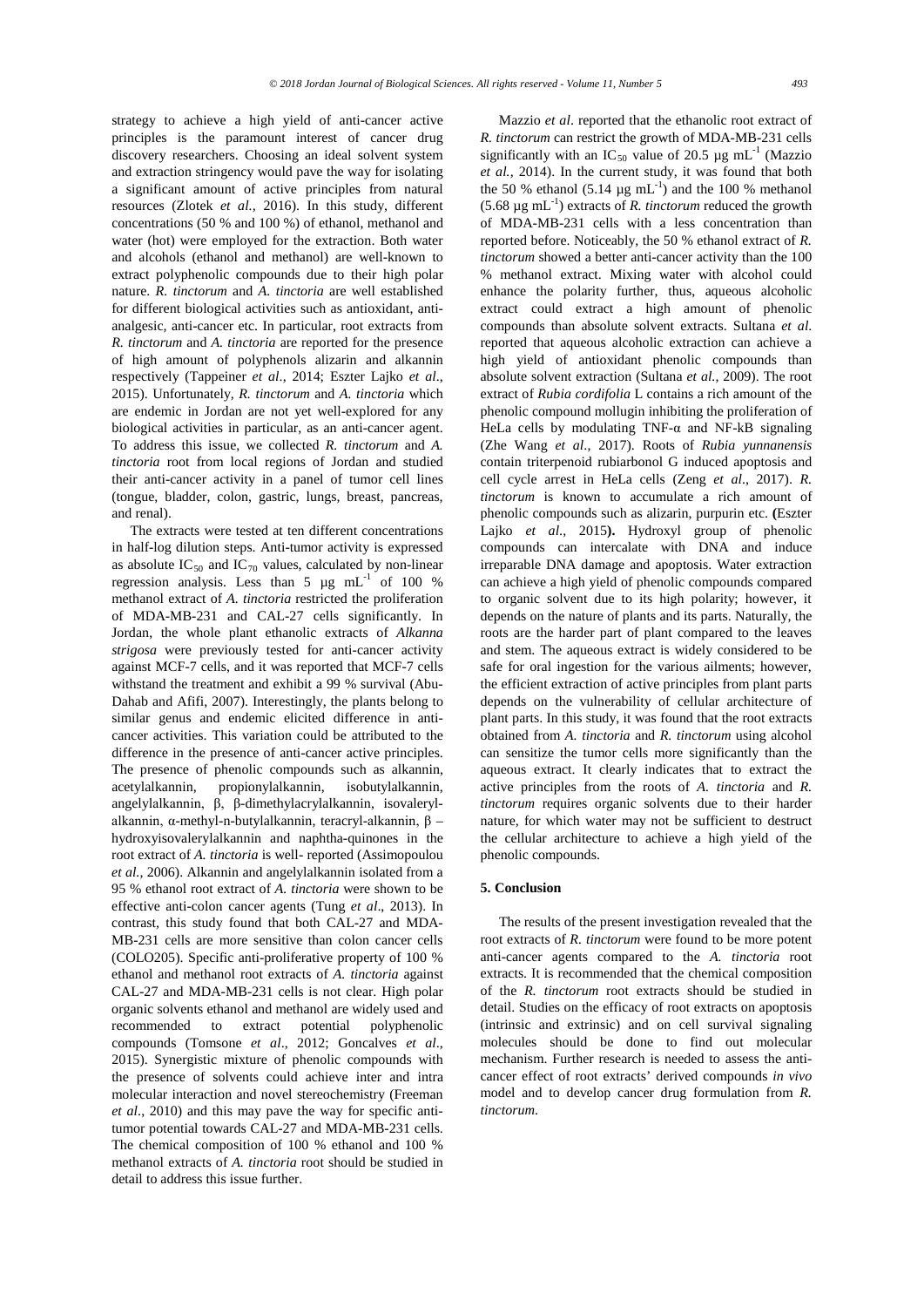strategy to achieve a high yield of anti-cancer active principles is the paramount interest of cancer drug discovery researchers. Choosing an ideal solvent system and extraction stringency would pave the way for isolating a significant amount of active principles from natural resources (Zlotek *et al.*, 2016). In this study, different concentrations (50 % and 100 %) of ethanol, methanol and water (hot) were employed for the extraction. Both water and alcohols (ethanol and methanol) are well-known to extract polyphenolic compounds due to their high polar nature. *R. tinctorum* and *A. tinctoria* are well established for different biological activities such as antioxidant, anti-analgesic, anti-cancer etc. In particular, root extracts from *R. tinctorum* and *A. tinctoria* are reported for the presence of high amount of polyphenols alizarin and alkannin respectively (Tappeiner *et al*., 2014; Eszter Lajko *et al*., 2015). Unfortunately, *R. tinctorum* and *A. tinctoria* which are endemic in Jordan are not yet well-explored for any biological activities in particular, as an anti-cancer agent. To address this issue, we collected *R. tinctorum* and *A. tinctoria* root from local regions of Jordan and studied their anti-cancer activity in a panel of tumor cell lines (tongue, bladder, colon, gastric, lungs, breast, pancreas, and renal).

The extracts were tested at ten different concentrations in half-log dilution steps. Anti-tumor activity is expressed as absolute $IC_{50}$ and $IC_{70}$ values, calculated by non-linear regression analysis. Less than 5 µg $mL^{-1}$ of 100 % methanol extract of *A. tinctoria* restricted the proliferation of MDA-MB-231 and CAL-27 cells significantly. In Jordan, the whole plant ethanolic extracts of *Alkanna strigosa* were previously tested for anti-cancer activity against MCF-7 cells, and it was reported that MCF-7 cells withstand the treatment and exhibit a 99 % survival (Abu-Dahab and Afifi, 2007). Interestingly, the plants belong to similar genus and endemic elicited difference in anti-cancer activities. This variation could be attributed to the difference in the presence of anti-cancer active principles. The presence of phenolic compounds such as alkannin, acetylalkannin, propionylalkannin, isobutylalkannin, angelylalkannin, β, β-dimethylacrylalkannin, isovaleryl-alkannin, α-methyl-n-butylalkannin, teracryl-alkannin, β –hydroxyisovalerylalkannin and naphtha-quinones in the root extract of *A. tinctoria* is well- reported (Assimopoulou *et al.*, 2006). Alkannin and angelylalkannin isolated from a 95 % ethanol root extract of *A. tinctoria* were shown to be effective anti-colon cancer agents (Tung *et al*., 2013). In contrast, this study found that both CAL-27 and MDA-MB-231 cells are more sensitive than colon cancer cells (COLO205). Specific anti-proliferative property of 100 % ethanol and methanol root extracts of *A. tinctoria* against CAL-27 and MDA-MB-231 cells is not clear. High polar organic solvents ethanol and methanol are widely used and recommended to extract potential polyphenolic compounds (Tomsone *et al*., 2012; Goncalves *et al*., 2015). Synergistic mixture of phenolic compounds with the presence of solvents could achieve inter and intra molecular interaction and novel stereochemistry (Freeman *et al*., 2010) and this may pave the way for specific anti-tumor potential towards CAL-27 and MDA-MB-231 cells. The chemical composition of 100 % ethanol and 100 % methanol extracts of *A. tinctoria* root should be studied in detail to address this issue further.

Mazzio *et al*. reported that the ethanolic root extract of *R. tinctorum* can restrict the growth of MDA-MB-231 cells significantly with an $IC_{50}$ value of 20.5 µg $mL^{-1}$ (Mazzio *et al.*, 2014). In the current study, it was found that both the 50 % ethanol (5.14 µg $mL^{-1}$) and the 100 % methanol (5.68 µg $mL^{-1}$) extracts of *R. tinctorum* reduced the growth of MDA-MB-231 cells with a less concentration than reported before. Noticeably, the 50 % ethanol extract of *R. tinctorum* showed a better anti-cancer activity than the 100 % methanol extract. Mixing water with alcohol could enhance the polarity further, thus, aqueous alcoholic extract could extract a high amount of phenolic compounds than absolute solvent extracts. Sultana *et al.* reported that aqueous alcoholic extraction can achieve a high yield of antioxidant phenolic compounds than absolute solvent extraction (Sultana *et al.*, 2009). The root extract of *Rubia cordifolia* L contains a rich amount of the phenolic compound mollugin inhibiting the proliferation of HeLa cells by modulating TNF-α and NF-kB signaling (Zhe Wang *et al*., 2017). Roots of *Rubia yunnanensis* contain triterpenoid rubiarbonol G induced apoptosis and cell cycle arrest in HeLa cells (Zeng *et al*., 2017). *R. tinctorum* is known to accumulate a rich amount of phenolic compounds such as alizarin, purpurin etc. **(**Eszter Lajko *et al*., 2015**)**. Hydroxyl group of phenolic compounds can intercalate with DNA and induce irreparable DNA damage and apoptosis. Water extraction can achieve a high yield of phenolic compounds compared to organic solvent due to its high polarity; however, it depends on the nature of plants and its parts. Naturally, the roots are the harder part of plant compared to the leaves and stem. The aqueous extract is widely considered to be safe for oral ingestion for the various ailments; however, the efficient extraction of active principles from plant parts depends on the vulnerability of cellular architecture of plant parts. In this study, it was found that the root extracts obtained from *A. tinctoria* and *R. tinctorum* using alcohol can sensitize the tumor cells more significantly than the aqueous extract. It clearly indicates that to extract the active principles from the roots of *A. tinctoria* and *R. tinctorum* requires organic solvents due to their harder nature, for which water may not be sufficient to destruct the cellular architecture to achieve a high yield of the phenolic compounds.

## 5. Conclusion

The results of the present investigation revealed that the root extracts of *R. tinctorum* were found to be more potent anti-cancer agents compared to the *A. tinctoria* root extracts. It is recommended that the chemical composition of the *R. tinctorum* root extracts should be studied in detail. Studies on the efficacy of root extracts on apoptosis (intrinsic and extrinsic) and on cell survival signaling molecules should be done to find out molecular mechanism. Further research is needed to assess the anti-cancer effect of root extracts' derived compounds *in vivo* model and to develop cancer drug formulation from *R. tinctorum*.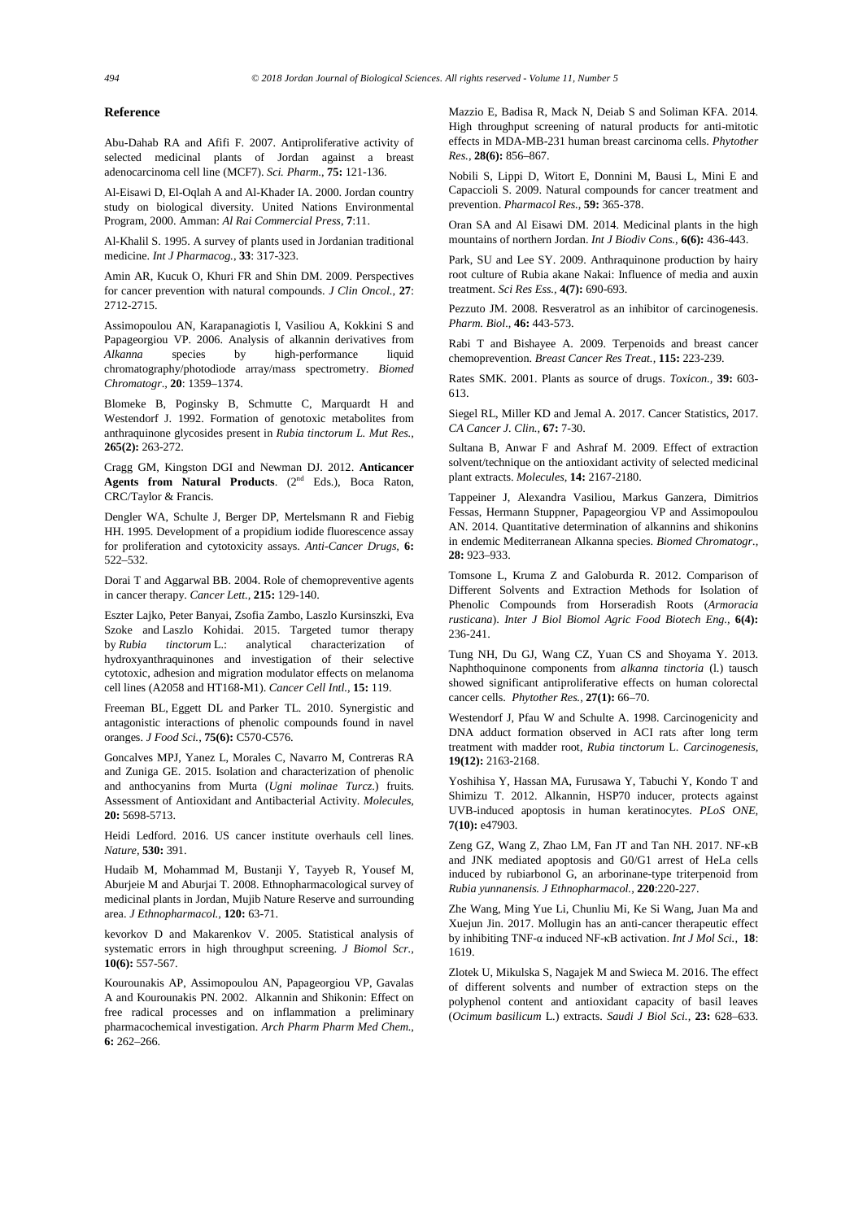## Reference

Abu-Dahab RA and Afifi F. 2007. Antiproliferative activity of selected medicinal plants of Jordan against a breast adenocarcinoma cell line (MCF7). *Sci. Pharm.*, **75:** 121-136.

Al-Eisawi D, El-Oqlah A and Al-Khader IA. 2000. Jordan country study on biological diversity. United Nations Environmental Program, 2000. Amman: *Al Rai Commercial Press*, **7**:11.

Al-Khalil S. 1995. A survey of plants used in Jordanian traditional medicine. *Int J Pharmacog.*, **33**: 317-323.

Amin AR, Kucuk O, Khuri FR and Shin DM. 2009. Perspectives for cancer prevention with natural compounds. *J Clin Oncol.*, **27**: 2712-2715.

Assimopoulou AN, Karapanagiotis I, Vasiliou A, Kokkini S and Papageorgiou VP. 2006. Analysis of alkannin derivatives from *Alkanna* species by high-performance liquid chromatography/photodiode array/mass spectrometry. *Biomed Chromatogr.*, **20**: 1359–1374.

Blomeke B, Poginsky B, Schmutte C, Marquardt H and Westendorf J. 1992. Formation of genotoxic metabolites from anthraquinone glycosides present in *Rubia tinctorum L. Mut Res.*, **265(2):** 263-272.

Cragg GM, Kingston DGI and Newman DJ. 2012. **Anticancer Agents from Natural Products**. (2nd Eds.), Boca Raton, CRC/Taylor & Francis.

Dengler WA, Schulte J, Berger DP, Mertelsmann R and Fiebig HH. 1995. Development of a propidium iodide fluorescence assay for proliferation and cytotoxicity assays. *Anti-Cancer Drugs*, **6:** 522–532.

Dorai T and Aggarwal BB. 2004. Role of chemopreventive agents in cancer therapy. *Cancer Lett.*, **215:** 129-140.

Eszter Lajko, Peter Banyai, Zsofia Zambo, Laszlo Kursinszki, Eva Szoke and Laszlo Kohidai. 2015. Targeted tumor therapy by *Rubia tinctorum* L.: analytical characterization of hydroxyanthraquinones and investigation of their selective cytotoxic, adhesion and migration modulator effects on melanoma cell lines (A2058 and HT168-M1). *Cancer Cell Intl.*, **15:** 119.

Freeman BL, Eggett DL and Parker TL. 2010. Synergistic and antagonistic interactions of phenolic compounds found in navel oranges. *J Food Sci.*, **75(6):** C570-C576.

Goncalves MPJ, Yanez L, Morales C, Navarro M, Contreras RA and Zuniga GE. 2015. Isolation and characterization of phenolic and anthocyanins from Murta (*Ugni molinae Turcz.*) fruits. Assessment of Antioxidant and Antibacterial Activity. *Molecules*, **20:** 5698-5713.

Heidi Ledford. 2016. US cancer institute overhauls cell lines. *Nature*, **530:** 391.

Hudaib M, Mohammad M, Bustanji Y, Tayyeb R, Yousef M, Aburjeie M and Aburjai T. 2008. Ethnopharmacological survey of medicinal plants in Jordan, Mujib Nature Reserve and surrounding area. *J Ethnopharmacol.*, **120:** 63-71.

kevorkov D and Makarenkov V. 2005. Statistical analysis of systematic errors in high throughput screening. *J Biomol Scr.*, **10(6):** 557-567.

Kourounakis AP, Assimopoulou AN, Papageorgiou VP, Gavalas A and Kourounakis PN. 2002. Alkannin and Shikonin: Effect on free radical processes and on inflammation a preliminary pharmacochemical investigation. *Arch Pharm Pharm Med Chem.*, **6:** 262–266.

Mazzio E, Badisa R, Mack N, Deiab S and Soliman KFA. 2014. High throughput screening of natural products for anti-mitotic effects in MDA-MB-231 human breast carcinoma cells. *Phytother Res.*, **28(6):** 856–867.

Nobili S, Lippi D, Witort E, Donnini M, Bausi L, Mini E and Capaccioli S. 2009. Natural compounds for cancer treatment and prevention. *Pharmacol Res.*, **59:** 365-378.

Oran SA and Al Eisawi DM. 2014. Medicinal plants in the high mountains of northern Jordan. *Int J Biodiv Cons.*, **6(6):** 436-443.

Park, SU and Lee SY. 2009. Anthraquinone production by hairy root culture of Rubia akane Nakai: Influence of media and auxin treatment. *Sci Res Ess.*, **4(7):** 690-693.

Pezzuto JM. 2008. Resveratrol as an inhibitor of carcinogenesis. *Pharm. Biol.*, **46:** 443-573.

Rabi T and Bishayee A. 2009. Terpenoids and breast cancer chemoprevention. *Breast Cancer Res Treat.*, **115:** 223-239.

Rates SMK. 2001. Plants as source of drugs. *Toxicon.*, **39:** 603-613.

Siegel RL, Miller KD and Jemal A. 2017. Cancer Statistics, 2017. *CA Cancer J. Clin.*, **67:** 7-30.

Sultana B, Anwar F and Ashraf M. 2009. Effect of extraction solvent/technique on the antioxidant activity of selected medicinal plant extracts. *Molecules*, **14:** 2167-2180.

Tappeiner J, Alexandra Vasiliou, Markus Ganzera, Dimitrios Fessas, Hermann Stuppner, Papageorgiou VP and Assimopoulou AN. 2014. Quantitative determination of alkannins and shikonins in endemic Mediterranean Alkanna species. *Biomed Chromatogr.*, **28:** 923–933.

Tomsone L, Kruma Z and Galoburda R. 2012. Comparison of Different Solvents and Extraction Methods for Isolation of Phenolic Compounds from Horseradish Roots (*Armoracia rusticana*). *Inter J Biol Biomol Agric Food Biotech Eng.*, **6(4):** 236-241.

Tung NH, Du GJ, Wang CZ, Yuan CS and Shoyama Y. 2013. Naphthoquinone components from *alkanna tinctoria* (l.) tausch showed significant antiproliferative effects on human colorectal cancer cells. *Phytother Res.*, **27(1):** 66–70.

Westendorf J, Pfau W and Schulte A. 1998. Carcinogenicity and DNA adduct formation observed in ACI rats after long term treatment with madder root, *Rubia tinctorum* L. *Carcinogenesis*, **19(12):** 2163-2168.

Yoshihisa Y, Hassan MA, Furusawa Y, Tabuchi Y, Kondo T and Shimizu T. 2012. Alkannin, HSP70 inducer, protects against UVB-induced apoptosis in human keratinocytes. *PLoS ONE*, **7(10):** e47903.

Zeng GZ, Wang Z, Zhao LM, Fan JT and Tan NH. 2017. NF-κB and JNK mediated apoptosis and G0/G1 arrest of HeLa cells induced by rubiarbonol G, an arborinane-type triterpenoid from *Rubia yunnanensis. J Ethnopharmacol.*, **220**:220-227.

Zhe Wang, Ming Yue Li, Chunliu Mi, Ke Si Wang, Juan Ma and Xuejun Jin. 2017. Mollugin has an anti-cancer therapeutic effect by inhibiting TNF-α induced NF-κB activation. *Int J Mol Sci.*, **18**: 1619.

Zlotek U, Mikulska S, Nagajek M and Swieca M. 2016. The effect of different solvents and number of extraction steps on the polyphenol content and antioxidant capacity of basil leaves (*Ocimum basilicum* L.) extracts. *Saudi J Biol Sci.*, **23:** 628–633.